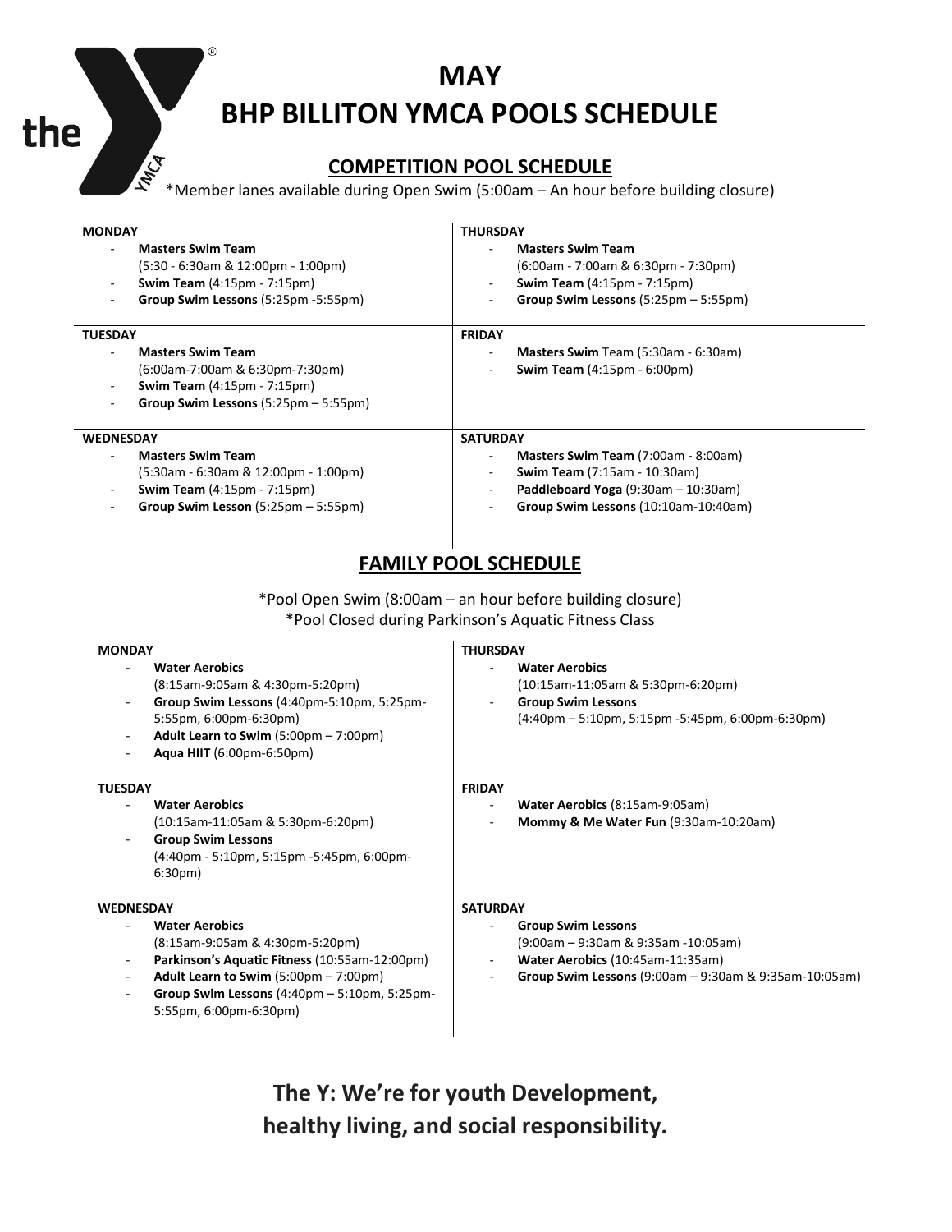# MAY

# BHP BILLITON YMCA POOLS SCHEDULE

## COMPETITION POOL SCHEDULE

*Member lanes available during Open Swim (5:00am – An hour before building closure)

**MONDAY**

- **Masters Swim Team**
  (5:30 - 6:30am & 12:00pm - 1:00pm)
- **Swim Team** (4:15pm - 7:15pm)
- **Group Swim Lessons** (5:25pm -5:55pm)

**TUESDAY**

- **Masters Swim Team**
  (6:00am-7:00am & 6:30pm-7:30pm)
- **Swim Team** (4:15pm - 7:15pm)
- **Group Swim Lessons** (5:25pm – 5:55pm)

**WEDNESDAY**

- **Masters Swim Team**
  (5:30am - 6:30am & 12:00pm - 1:00pm)
- **Swim Team** (4:15pm - 7:15pm)
- **Group Swim Lesson** (5:25pm – 5:55pm)

**THURSDAY**

- **Masters Swim Team**
  (6:00am - 7:00am & 6:30pm - 7:30pm)
- **Swim Team** (4:15pm - 7:15pm)
- **Group Swim Lessons** (5:25pm – 5:55pm)

**FRIDAY**

- **Masters Swim** Team (5:30am - 6:30am)
- **Swim Team** (4:15pm - 6:00pm)

**SATURDAY**

- **Masters Swim Team** (7:00am - 8:00am)
- **Swim Team** (7:15am - 10:30am)
- **Paddleboard Yoga** (9:30am – 10:30am)
- **Group Swim Lessons** (10:10am-10:40am)

## FAMILY POOL SCHEDULE

*Pool Open Swim (8:00am – an hour before building closure)
*Pool Closed during Parkinson's Aquatic Fitness Class

**MONDAY**

- **Water Aerobics**
  (8:15am-9:05am & 4:30pm-5:20pm)
- **Group Swim Lessons** (4:40pm-5:10pm, 5:25pm-5:55pm, 6:00pm-6:30pm)
- **Adult Learn to Swim** (5:00pm – 7:00pm)
- **Aqua HIIT** (6:00pm-6:50pm)

**TUESDAY**

- **Water Aerobics**
  (10:15am-11:05am & 5:30pm-6:20pm)
- **Group Swim Lessons**
  (4:40pm - 5:10pm, 5:15pm -5:45pm, 6:00pm-6:30pm)

**WEDNESDAY**

- **Water Aerobics**
  (8:15am-9:05am & 4:30pm-5:20pm)
- **Parkinson's Aquatic Fitness** (10:55am-12:00pm)
- **Adult Learn to Swim** (5:00pm – 7:00pm)
- **Group Swim Lessons** (4:40pm – 5:10pm, 5:25pm-5:55pm, 6:00pm-6:30pm)

**THURSDAY**

- **Water Aerobics**
  (10:15am-11:05am & 5:30pm-6:20pm)
- **Group Swim Lessons**
  (4:40pm – 5:10pm, 5:15pm -5:45pm, 6:00pm-6:30pm)

**FRIDAY**

- **Water Aerobics** (8:15am-9:05am)
- **Mommy & Me Water Fun** (9:30am-10:20am)

**SATURDAY**

- **Group Swim Lessons**
  (9:00am – 9:30am & 9:35am -10:05am)
- **Water Aerobics** (10:45am-11:35am)
- **Group Swim Lessons** (9:00am – 9:30am & 9:35am-10:05am)

**The Y: We're for youth Development,
healthy living, and social responsibility.**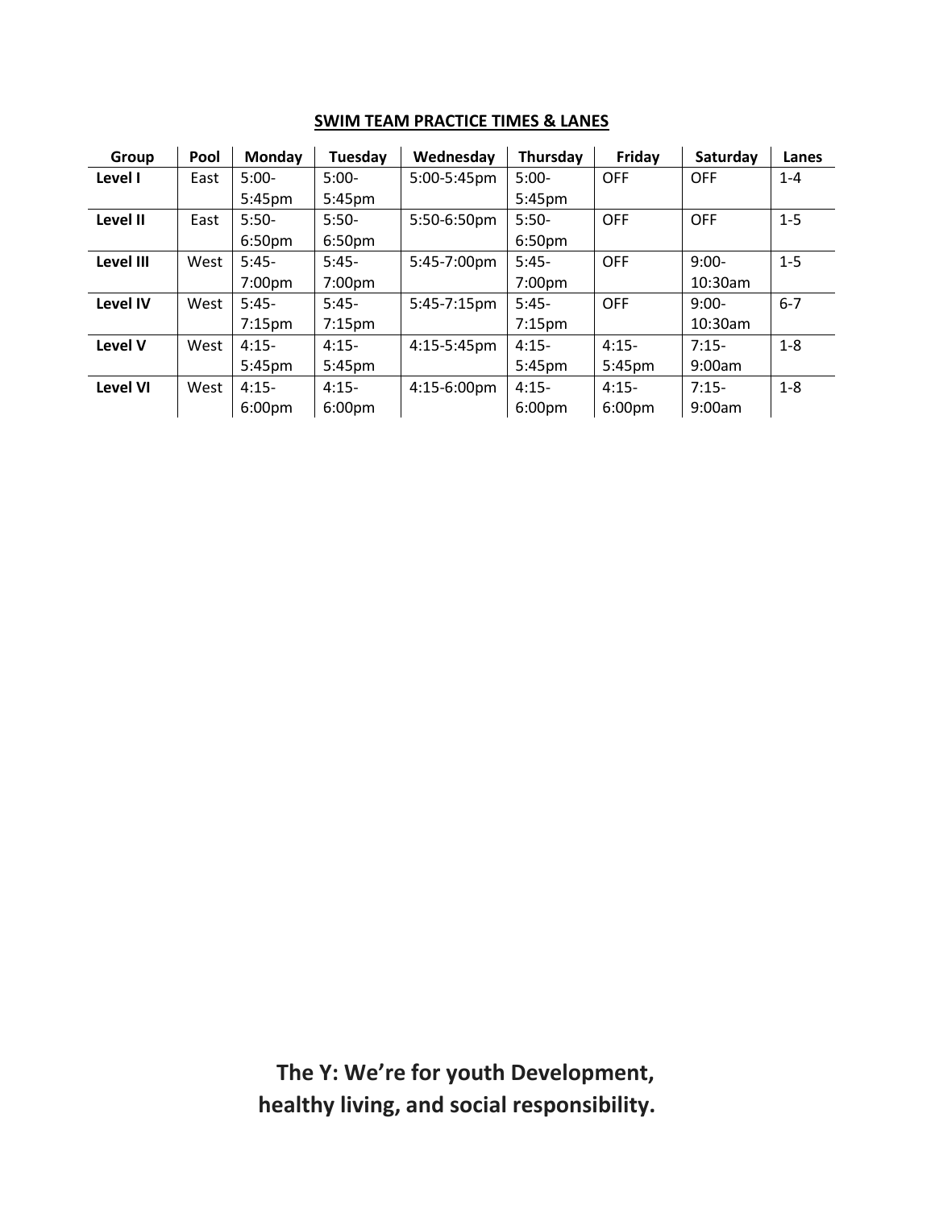**SWIM TEAM PRACTICE TIMES & LANES**

| Group | Pool | Monday | Tuesday | Wednesday | Thursday | Friday | Saturday | Lanes |
|---|---|---|---|---|---|---|---|---|
| **Level I** | East | 5:00-5:45pm | 5:00-5:45pm | 5:00-5:45pm | 5:00-5:45pm | OFF | OFF | 1-4 |
| **Level II** | East | 5:50-6:50pm | 5:50-6:50pm | 5:50-6:50pm | 5:50-6:50pm | OFF | OFF | 1-5 |
| **Level III** | West | 5:45-7:00pm | 5:45-7:00pm | 5:45-7:00pm | 5:45-7:00pm | OFF | 9:00-10:30am | 1-5 |
| **Level IV** | West | 5:45-7:15pm | 5:45-7:15pm | 5:45-7:15pm | 5:45-7:15pm | OFF | 9:00-10:30am | 6-7 |
| **Level V** | West | 4:15-5:45pm | 4:15-5:45pm | 4:15-5:45pm | 4:15-5:45pm | 4:15-5:45pm | 7:15-9:00am | 1-8 |
| **Level VI** | West | 4:15-6:00pm | 4:15-6:00pm | 4:15-6:00pm | 4:15-6:00pm | 4:15-6:00pm | 7:15-9:00am | 1-8 |

**The Y: We're for youth Development, healthy living, and social responsibility.**